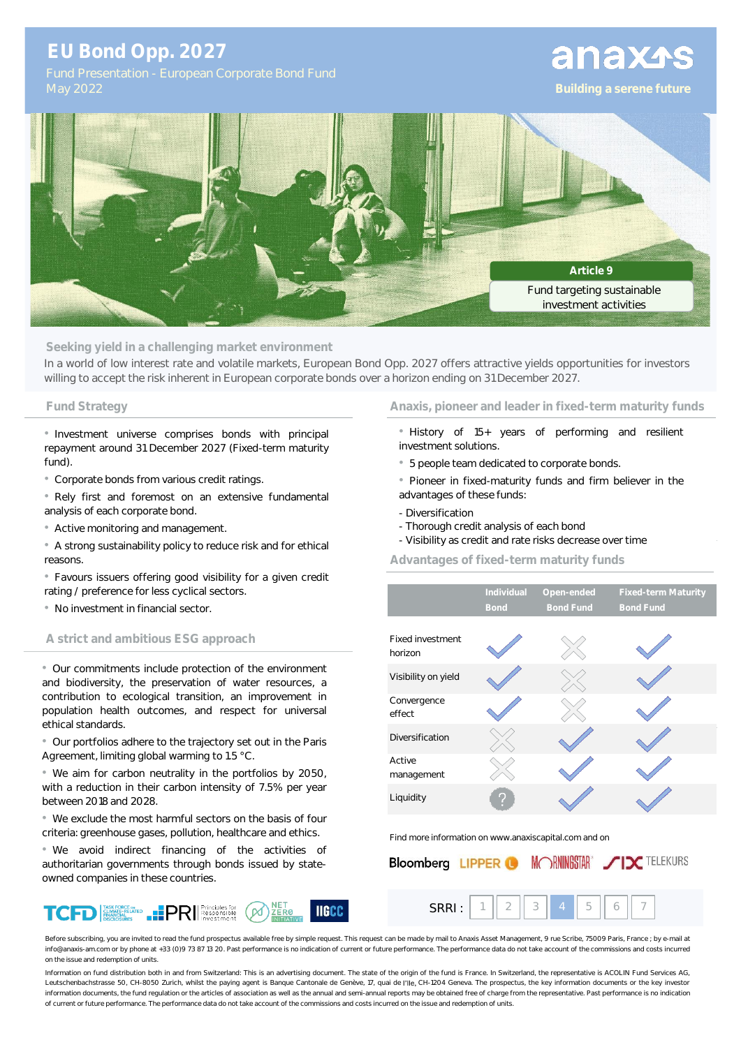# EU Bond Opp. 2027

Fund Presentation - European Corporate Bond Fund
May 2022

anaxis
Building a serene future

**Article 9**
Fund targeting sustainable investment activities

## Seeking yield in a challenging market environment

In a world of low interest rate and volatile markets, European Bond Opp. 2027 offers attractive yields opportunities for investors willing to accept the risk inherent in European corporate bonds over a horizon ending on 31 December 2027.

## Fund Strategy

- Investment universe comprises bonds with principal repayment around 31 December 2027 (Fixed-term maturity fund).
- Corporate bonds from various credit ratings.
- Rely first and foremost on an extensive fundamental analysis of each corporate bond.
- Active monitoring and management.
- A strong sustainability policy to reduce risk and for ethical reasons.
- Favours issuers offering good visibility for a given credit rating / preference for less cyclical sectors.
- No investment in financial sector.

## A strict and ambitious ESG approach

- Our commitments include protection of the environment and biodiversity, the preservation of water resources, a contribution to ecological transition, an improvement in population health outcomes, and respect for universal ethical standards.
- Our portfolios adhere to the trajectory set out in the Paris Agreement, limiting global warming to 1.5 °C.
- We aim for carbon neutrality in the portfolios by 2050, with a reduction in their carbon intensity of 7.5% per year between 2018 and 2028.
- We exclude the most harmful sectors on the basis of four criteria: greenhouse gases, pollution, healthcare and ethics.
- We avoid indirect financing of the activities of authoritarian governments through bonds issued by state-owned companies in these countries.

TCFD | PRI Principles for Responsible Investment | Net Zero Initiative | IIGCC

## Anaxis, pioneer and leader in fixed-term maturity funds

- History of 15+ years of performing and resilient investment solutions.
- 5 people team dedicated to corporate bonds.
- Pioneer in fixed-maturity funds and firm believer in the advantages of these funds:
  - Diversification
  - Thorough credit analysis of each bond
  - Visibility as credit and rate risks decrease over time

## Advantages of fixed-term maturity funds

| | Individual Bond | Open-ended Bond Fund | Fixed-term Maturity Bond Fund |
|---|---|---|---|
| Fixed investment horizon | ✓ | ✗ | ✓ |
| Visibility on yield | ✓ | ✗ | ✓ |
| Convergence effect | ✓ | ✗ | ✓ |
| Diversification | ✗ | ✓ | ✓ |
| Active management | ✗ | ✓ | ✓ |
| Liquidity | ? | ✓ | ✓ |

Find more information on www.anaxiscapital.com and on

Bloomberg | LIPPER | MORNINGSTAR | SIX TELEKURS

SRRI : 1 | 2 | 3 | **4** | 5 | 6 | 7

Before subscribing, you are invited to read the fund prospectus available free by simple request. This request can be made by mail to Anaxis Asset Management, 9 rue Scribe, 75009 Paris, France ; by e-mail at info@anaxis-am.com or by phone at +33 (0)9 73 87 13 20. Past performance is no indication of current or future performance. The performance data do not take account of the commissions and costs incurred on the issue and redemption of units.

Information on fund distribution both in and from Switzerland: This is an advertising document. The state of the origin of the fund is France. In Switzerland, the representative is ACOLIN Fund Services AG, Leutschenbachstrasse 50, CH-8050 Zurich, whilst the paying agent is Banque Cantonale de Genève, 17, quai de l'Ile, CH-1204 Geneva. The prospectus, the key information documents or the key investor information documents, the fund regulation or the articles of association as well as the annual and semi-annual reports may be obtained free of charge from the representative. Past performance is no indication of current or future performance. The performance data do not take account of the commissions and costs incurred on the issue and redemption of units.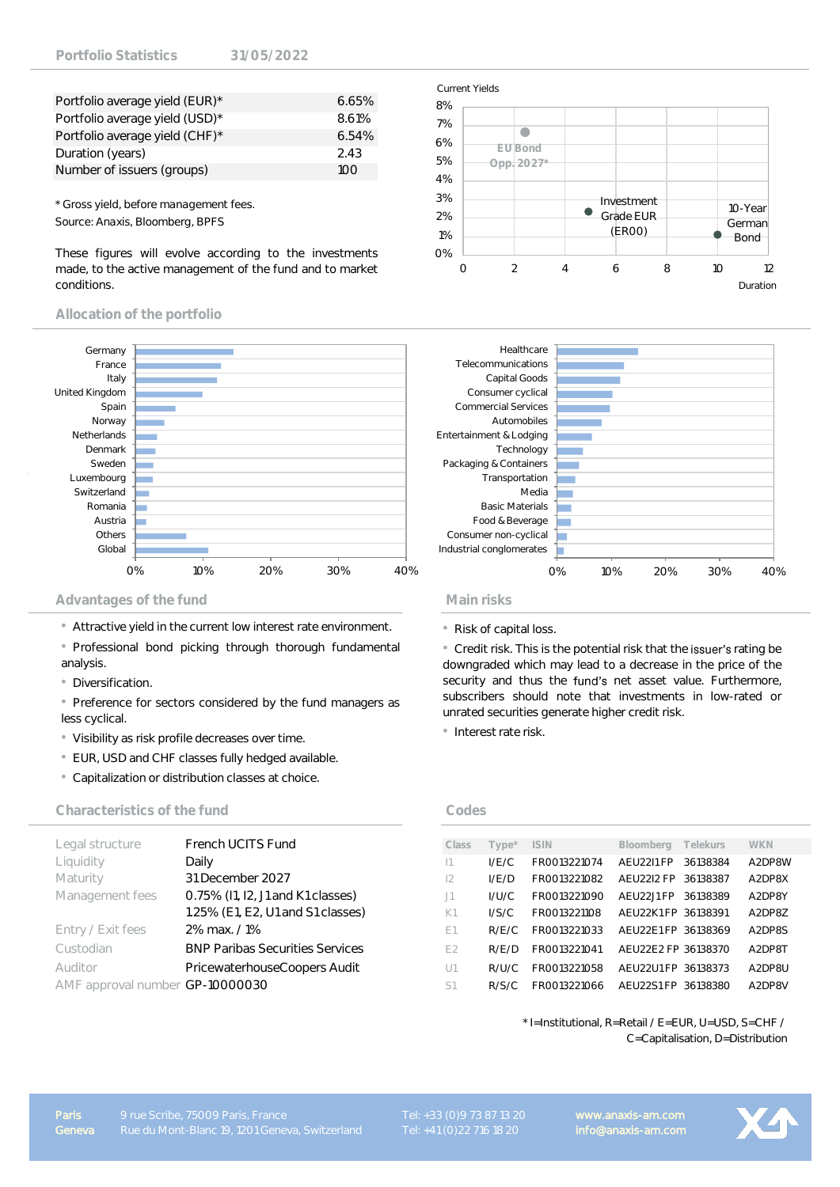## Portfolio Statistics 31/05/2022

| | |
|---|---|
| Portfolio average yield (EUR)* | 6.65% |
| Portfolio average yield (USD)* | 8.61% |
| Portfolio average yield (CHF)* | 6.54% |
| Duration (years) | 2.43 |
| Number of issuers (groups) | 100 |

\* Gross yield, before management fees.
Source: Anaxis, Bloomberg, BPFS

These figures will evolve according to the investments made, to the active management of the fund and to market conditions.

Current Yields

8%
7%
6%
5%
4%
3%
2%
1%
0%
0
2
4
6
8
10
12
Duration

EU Bond Opp. 2027*
Investment Grade EUR (ER00)
10-Year German Bond

## Allocation of the portfolio

Germany
France
Italy
United Kingdom
Spain
Norway
Netherlands
Denmark
Sweden
Luxembourg
Switzerland
Romania
Austria
Others
Global

0%
10%
20%
30%
40%

Healthcare
Telecommunications
Capital Goods
Consumer cyclical
Commercial Services
Automobiles
Entertainment & Lodging
Technology
Packaging & Containers
Transportation
Media
Basic Materials
Food & Beverage
Consumer non-cyclical
Industrial conglomerates

0%
10%
20%
30%
40%

## Advantages of the fund

- Attractive yield in the current low interest rate environment.
- Professional bond picking through thorough fundamental analysis.
- Diversification.
- Preference for sectors considered by the fund managers as less cyclical.
- Visibility as risk profile decreases over time.
- EUR, USD and CHF classes fully hedged available.
- Capitalization or distribution classes at choice.

## Main risks

- Risk of capital loss.
- Credit risk. This is the potential risk that the issuer's rating be downgraded which may lead to a decrease in the price of the security and thus the fund's net asset value. Furthermore, subscribers should note that investments in low-rated or unrated securities generate higher credit risk.
- Interest rate risk.

## Characteristics of the fund

| | |
|---|---|
| Legal structure | French UCITS Fund |
| Liquidity | Daily |
| Maturity | 31 December 2027 |
| Management fees | 0.75% (I1, I2, J1 and K1 classes)<br>1.25% (E1, E2, U1 and S1 classes) |
| Entry / Exit fees | 2% max. / 1% |
| Custodian | BNP Paribas Securities Services |
| Auditor | PricewaterhouseCoopers Audit |
| AMF approval number | GP-10000030 |

## Codes

| Class | Type* | ISIN | Bloomberg | Telekurs | WKN |
|---|---|---|---|---|---|
| I1 | I/E/C | FR0013221074 | AEU22I1FP | 36138384 | A2DP8W |
| I2 | I/E/D | FR0013221082 | AEU22I2 FP | 36138387 | A2DP8X |
| J1 | I/U/C | FR0013221090 | AEU22J1FP | 36138389 | A2DP8Y |
| K1 | I/S/C | FR0013221108 | AEU22K1FP | 36138391 | A2DP8Z |
| E1 | R/E/C | FR0013221033 | AEU22E1FP | 36138369 | A2DP8S |
| E2 | R/E/D | FR0013221041 | AEU22E2 FP | 36138370 | A2DP8T |
| U1 | R/U/C | FR0013221058 | AEU22U1FP | 36138373 | A2DP8U |
| S1 | R/S/C | FR0013221066 | AEU22S1FP | 36138380 | A2DP8V |

\* I=Institutional, R=Retail / E=EUR, U=USD, S=CHF / C=Capitalisation, D=Distribution

Paris 9 rue Scribe, 75009 Paris, France Tel: +33 (0)9 73 87 13 20
Geneva Rue du Mont-Blanc 19, 1201 Geneva, Switzerland Tel: +41 (0)22 716 18 20
www.anaxis-am.com
info@anaxis-am.com